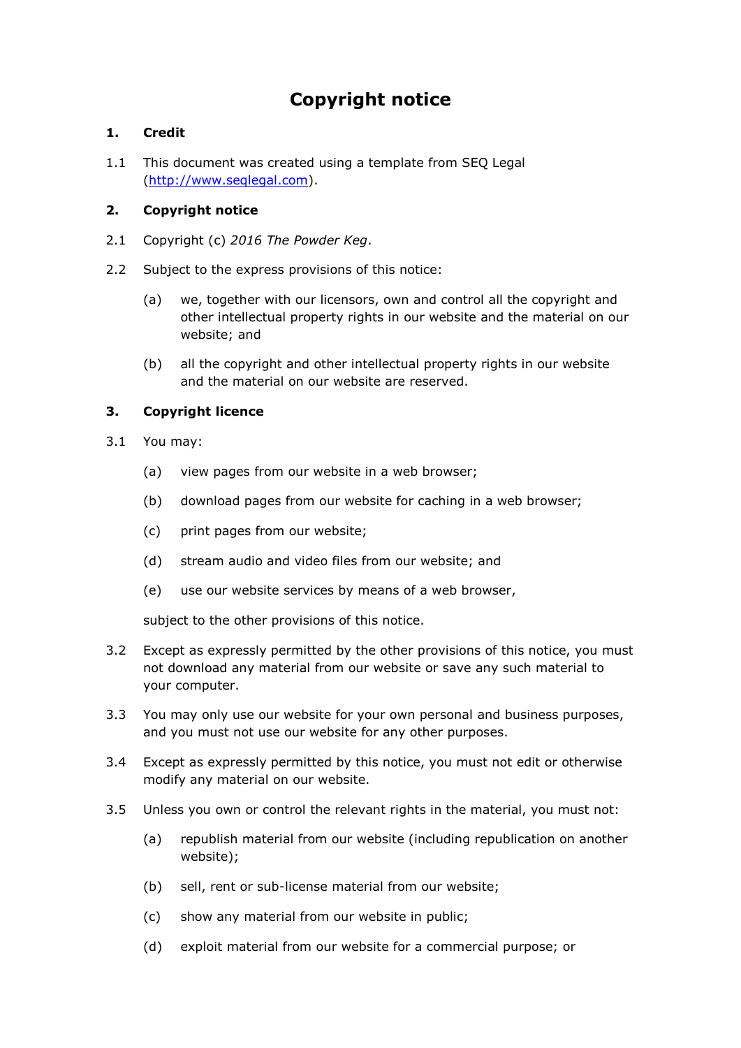# Copyright notice

## 1. Credit

1.1 This document was created using a template from SEQ Legal ([http://www.seqlegal.com](http://www.seqlegal.com)).

## 2. Copyright notice

2.1 Copyright (c) *2016 The Powder Keg*.

2.2 Subject to the express provisions of this notice:

- (a) we, together with our licensors, own and control all the copyright and other intellectual property rights in our website and the material on our website; and
- (b) all the copyright and other intellectual property rights in our website and the material on our website are reserved.

## 3. Copyright licence

3.1 You may:

- (a) view pages from our website in a web browser;
- (b) download pages from our website for caching in a web browser;
- (c) print pages from our website;
- (d) stream audio and video files from our website; and
- (e) use our website services by means of a web browser,

subject to the other provisions of this notice.

3.2 Except as expressly permitted by the other provisions of this notice, you must not download any material from our website or save any such material to your computer.

3.3 You may only use our website for your own personal and business purposes, and you must not use our website for any other purposes.

3.4 Except as expressly permitted by this notice, you must not edit or otherwise modify any material on our website.

3.5 Unless you own or control the relevant rights in the material, you must not:

- (a) republish material from our website (including republication on another website);
- (b) sell, rent or sub-license material from our website;
- (c) show any material from our website in public;
- (d) exploit material from our website for a commercial purpose; or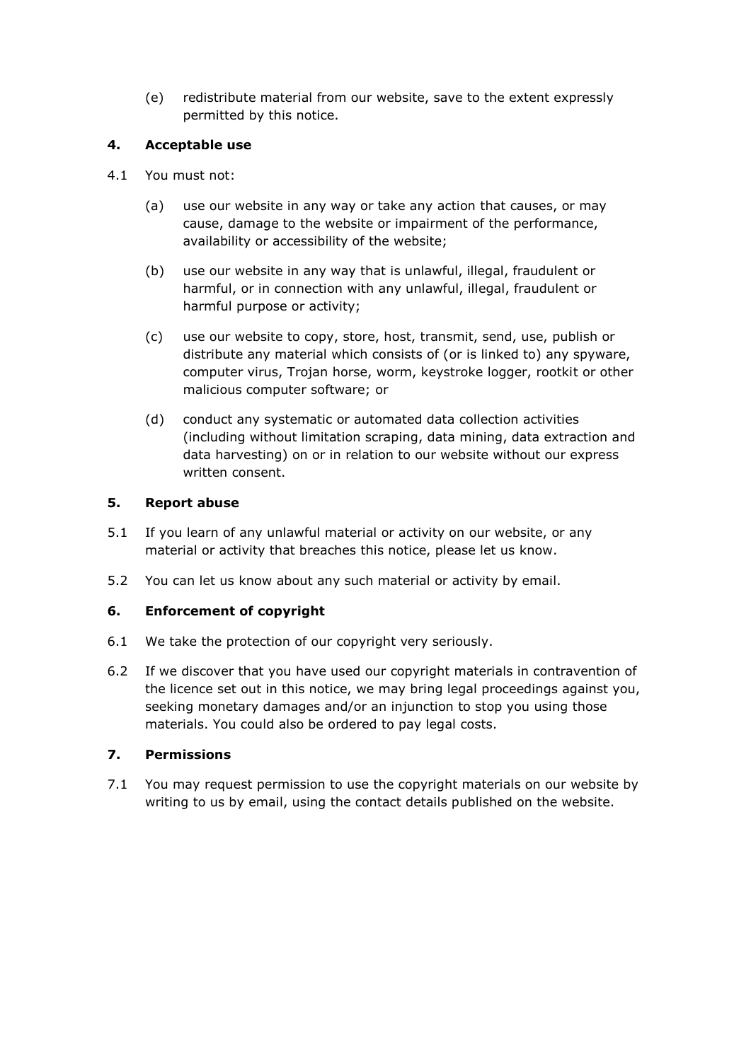(e) redistribute material from our website, save to the extent expressly permitted by this notice.

## 4. Acceptable use

4.1 You must not:

(a) use our website in any way or take any action that causes, or may cause, damage to the website or impairment of the performance, availability or accessibility of the website;

(b) use our website in any way that is unlawful, illegal, fraudulent or harmful, or in connection with any unlawful, illegal, fraudulent or harmful purpose or activity;

(c) use our website to copy, store, host, transmit, send, use, publish or distribute any material which consists of (or is linked to) any spyware, computer virus, Trojan horse, worm, keystroke logger, rootkit or other malicious computer software; or

(d) conduct any systematic or automated data collection activities (including without limitation scraping, data mining, data extraction and data harvesting) on or in relation to our website without our express written consent.

## 5. Report abuse

5.1 If you learn of any unlawful material or activity on our website, or any material or activity that breaches this notice, please let us know.

5.2 You can let us know about any such material or activity by email.

## 6. Enforcement of copyright

6.1 We take the protection of our copyright very seriously.

6.2 If we discover that you have used our copyright materials in contravention of the licence set out in this notice, we may bring legal proceedings against you, seeking monetary damages and/or an injunction to stop you using those materials. You could also be ordered to pay legal costs.

## 7. Permissions

7.1 You may request permission to use the copyright materials on our website by writing to us by email, using the contact details published on the website.